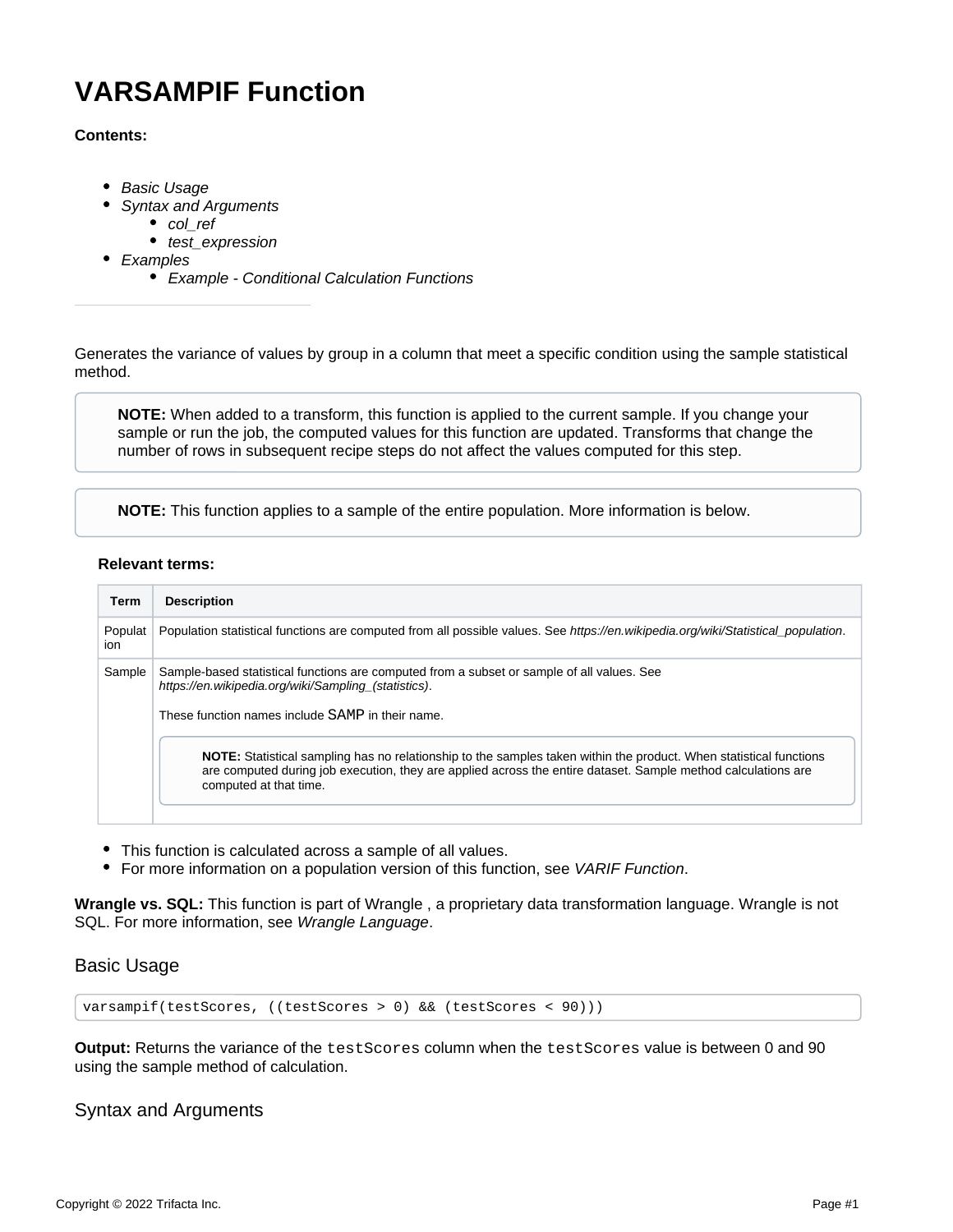# VARSAMPIF Function

**Contents:**

- *Basic Usage*
- *Syntax and Arguments*
  - *col_ref*
  - *test_expression*
- *Examples*
  - *Example - Conditional Calculation Functions*

---

Generates the variance of values by group in a column that meet a specific condition using the sample statistical method.

> **NOTE:** When added to a transform, this function is applied to the current sample. If you change your sample or run the job, the computed values for this function are updated. Transforms that change the number of rows in subsequent recipe steps do not affect the values computed for this step.

> **NOTE:** This function applies to a sample of the entire population. More information is below.

**Relevant terms:**

| Term | Description |
| --- | --- |
| Population | Population statistical functions are computed from all possible values. See *https://en.wikipedia.org/wiki/Statistical_population*. |
| Sample | Sample-based statistical functions are computed from a subset or sample of all values. See *https://en.wikipedia.org/wiki/Sampling_(statistics)*.<br><br>These function names include `SAMP` in their name.<br><br>**NOTE:** Statistical sampling has no relationship to the samples taken within the product. When statistical functions are computed during job execution, they are applied across the entire dataset. Sample method calculations are computed at that time. |

- This function is calculated across a sample of all values.
- For more information on a population version of this function, see *VARIF Function*.

**Wrangle vs. SQL:** This function is part of Wrangle , a proprietary data transformation language. Wrangle is not SQL. For more information, see *Wrangle Language*.

## Basic Usage

```
varsampif(testScores, ((testScores > 0) && (testScores < 90)))
```

**Output:** Returns the variance of the `testScores` column when the `testScores` value is between 0 and 90 using the sample method of calculation.

## Syntax and Arguments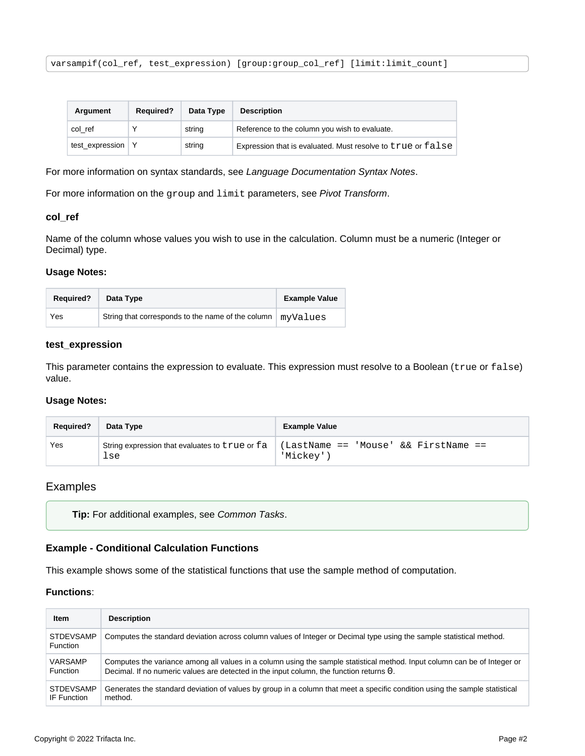```
varsampif(col_ref, test_expression) [group:group_col_ref] [limit:limit_count]
```

| Argument | Required? | Data Type | Description |
| --- | --- | --- | --- |
| col_ref | Y | string | Reference to the column you wish to evaluate. |
| test_expression | Y | string | Expression that is evaluated. Must resolve to `true` or `false` |

For more information on syntax standards, see *Language Documentation Syntax Notes*.

For more information on the `group` and `limit` parameters, see *Pivot Transform*.

### col_ref

Name of the column whose values you wish to use in the calculation. Column must be a numeric (Integer or Decimal) type.

#### Usage Notes:

| Required? | Data Type | Example Value |
| --- | --- | --- |
| Yes | String that corresponds to the name of the column | `myValues` |

### test_expression

This parameter contains the expression to evaluate. This expression must resolve to a Boolean (`true` or `false`) value.

#### Usage Notes:

| Required? | Data Type | Example Value |
| --- | --- | --- |
| Yes | String expression that evaluates to `true` or `false` | `(LastName == 'Mouse' && FirstName == 'Mickey')` |

## Examples

**Tip:** For additional examples, see *Common Tasks*.

### Example - Conditional Calculation Functions

This example shows some of the statistical functions that use the sample method of computation.

**Functions**:

| Item | Description |
| --- | --- |
| STDEVSAMP Function | Computes the standard deviation across column values of Integer or Decimal type using the sample statistical method. |
| VARSAMP Function | Computes the variance among all values in a column using the sample statistical method. Input column can be of Integer or Decimal. If no numeric values are detected in the input column, the function returns `0`. |
| STDEVSAMP IF Function | Generates the standard deviation of values by group in a column that meet a specific condition using the sample statistical method. |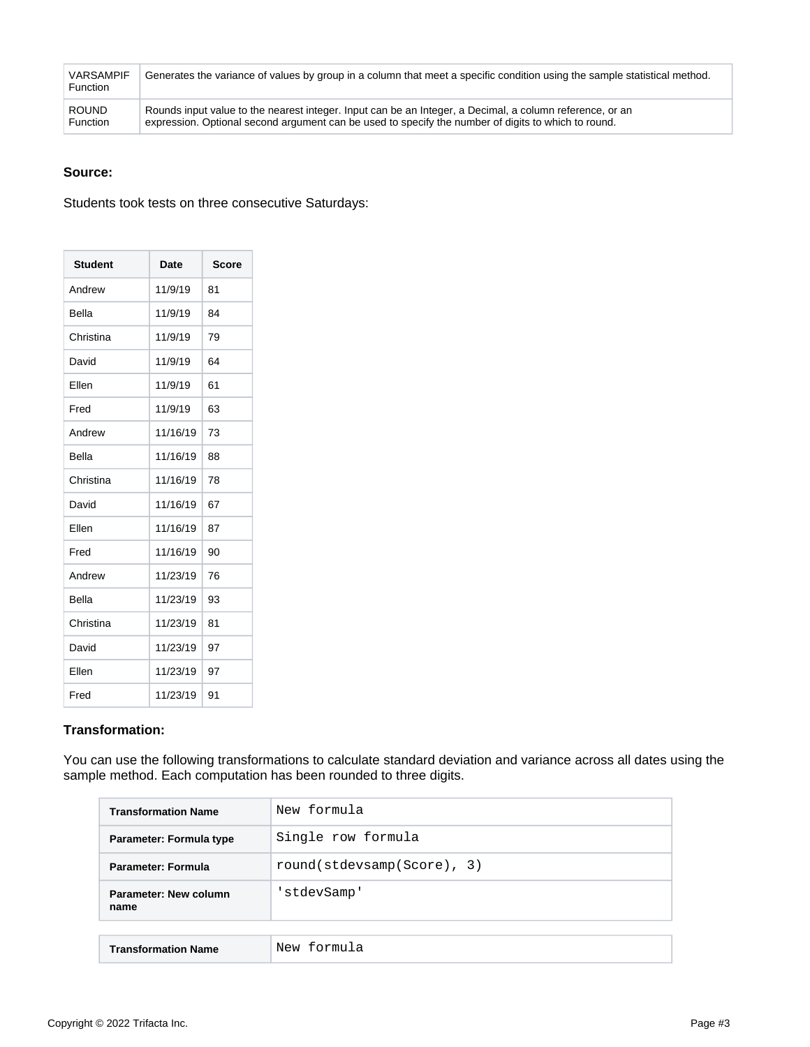| VARSAMPIF Function | Generates the variance of values by group in a column that meet a specific condition using the sample statistical method. |
| --- | --- |
| ROUND Function | Rounds input value to the nearest integer. Input can be an Integer, a Decimal, a column reference, or an expression. Optional second argument can be used to specify the number of digits to which to round. |

**Source:**

Students took tests on three consecutive Saturdays:

| Student | Date | Score |
| --- | --- | --- |
| Andrew | 11/9/19 | 81 |
| Bella | 11/9/19 | 84 |
| Christina | 11/9/19 | 79 |
| David | 11/9/19 | 64 |
| Ellen | 11/9/19 | 61 |
| Fred | 11/9/19 | 63 |
| Andrew | 11/16/19 | 73 |
| Bella | 11/16/19 | 88 |
| Christina | 11/16/19 | 78 |
| David | 11/16/19 | 67 |
| Ellen | 11/16/19 | 87 |
| Fred | 11/16/19 | 90 |
| Andrew | 11/23/19 | 76 |
| Bella | 11/23/19 | 93 |
| Christina | 11/23/19 | 81 |
| David | 11/23/19 | 97 |
| Ellen | 11/23/19 | 97 |
| Fred | 11/23/19 | 91 |

**Transformation:**

You can use the following transformations to calculate standard deviation and variance across all dates using the sample method. Each computation has been rounded to three digits.

| Transformation Name | `New formula` |
| --- | --- |
| Parameter: Formula type | `Single row formula` |
| Parameter: Formula | `round(stdevsamp(Score), 3)` |
| Parameter: New column name | `'stdevSamp'` |

| Transformation Name | `New formula` |
| --- | --- |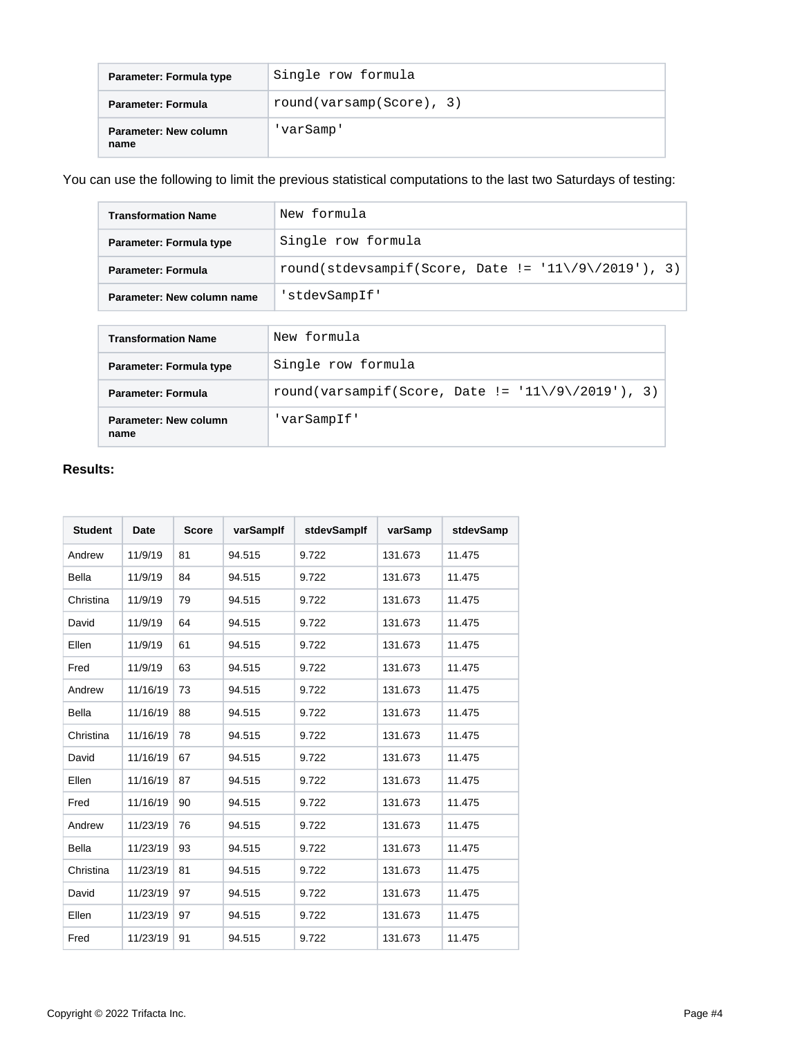| | |
|---|---|
| **Parameter: Formula type** | Single row formula |
| **Parameter: Formula** | round(varsamp(Score), 3) |
| **Parameter: New column name** | 'varSamp' |

You can use the following to limit the previous statistical computations to the last two Saturdays of testing:

| | |
|---|---|
| **Transformation Name** | New formula |
| **Parameter: Formula type** | Single row formula |
| **Parameter: Formula** | round(stdevsampif(Score, Date != '11\/9\/2019'), 3) |
| **Parameter: New column name** | 'stdevSampIf' |

| | |
|---|---|
| **Transformation Name** | New formula |
| **Parameter: Formula type** | Single row formula |
| **Parameter: Formula** | round(varsampif(Score, Date != '11\/9\/2019'), 3) |
| **Parameter: New column name** | 'varSampIf' |

**Results:**

| Student | Date | Score | varSampIf | stdevSampIf | varSamp | stdevSamp |
|---|---|---|---|---|---|---|
| Andrew | 11/9/19 | 81 | 94.515 | 9.722 | 131.673 | 11.475 |
| Bella | 11/9/19 | 84 | 94.515 | 9.722 | 131.673 | 11.475 |
| Christina | 11/9/19 | 79 | 94.515 | 9.722 | 131.673 | 11.475 |
| David | 11/9/19 | 64 | 94.515 | 9.722 | 131.673 | 11.475 |
| Ellen | 11/9/19 | 61 | 94.515 | 9.722 | 131.673 | 11.475 |
| Fred | 11/9/19 | 63 | 94.515 | 9.722 | 131.673 | 11.475 |
| Andrew | 11/16/19 | 73 | 94.515 | 9.722 | 131.673 | 11.475 |
| Bella | 11/16/19 | 88 | 94.515 | 9.722 | 131.673 | 11.475 |
| Christina | 11/16/19 | 78 | 94.515 | 9.722 | 131.673 | 11.475 |
| David | 11/16/19 | 67 | 94.515 | 9.722 | 131.673 | 11.475 |
| Ellen | 11/16/19 | 87 | 94.515 | 9.722 | 131.673 | 11.475 |
| Fred | 11/16/19 | 90 | 94.515 | 9.722 | 131.673 | 11.475 |
| Andrew | 11/23/19 | 76 | 94.515 | 9.722 | 131.673 | 11.475 |
| Bella | 11/23/19 | 93 | 94.515 | 9.722 | 131.673 | 11.475 |
| Christina | 11/23/19 | 81 | 94.515 | 9.722 | 131.673 | 11.475 |
| David | 11/23/19 | 97 | 94.515 | 9.722 | 131.673 | 11.475 |
| Ellen | 11/23/19 | 97 | 94.515 | 9.722 | 131.673 | 11.475 |
| Fred | 11/23/19 | 91 | 94.515 | 9.722 | 131.673 | 11.475 |